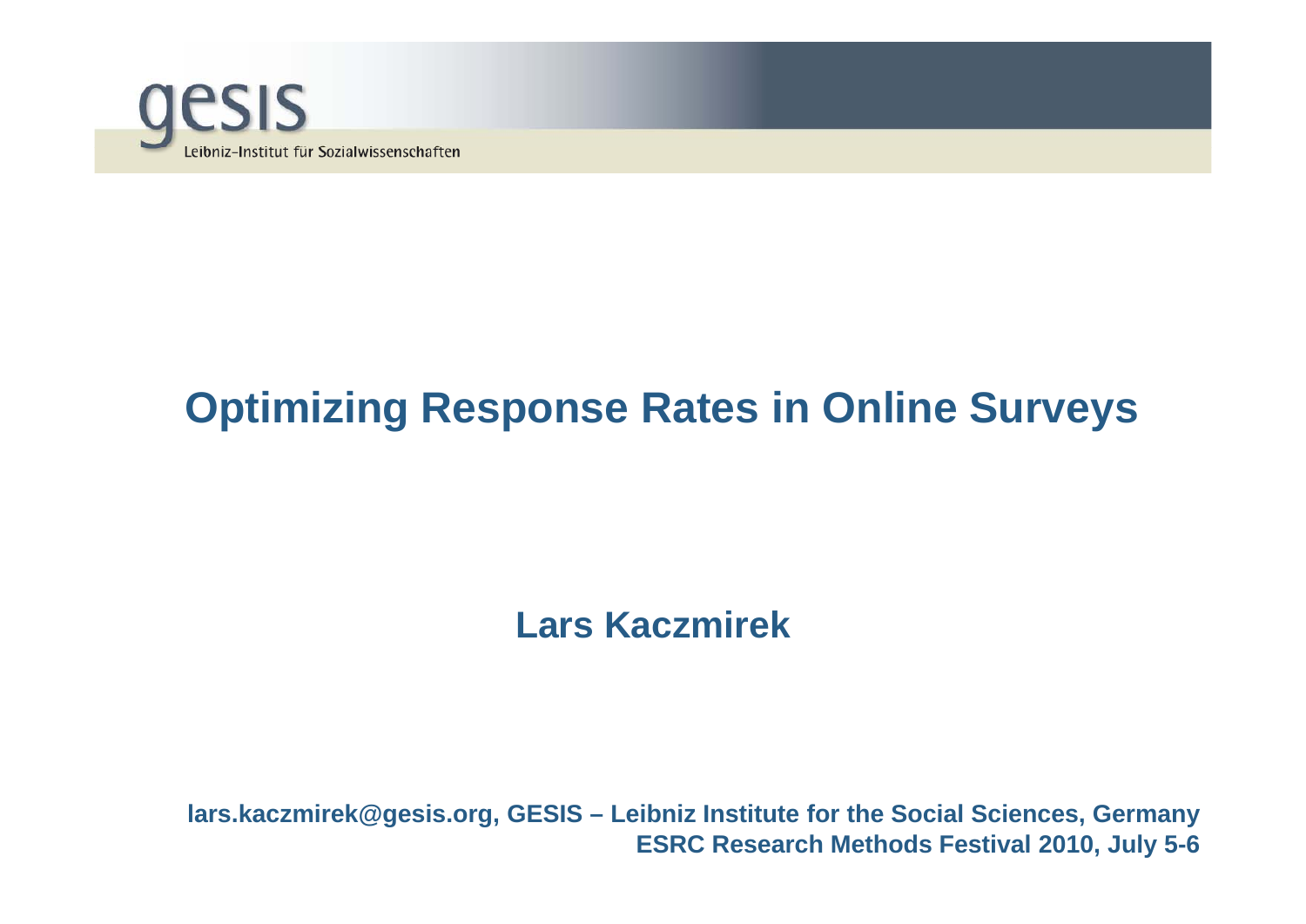gesis
Leibniz-Institut für Sozialwissenschaften

# Optimizing Response Rates in Online Surveys

**Lars Kaczmirek**

**lars.kaczmirek@gesis.org, GESIS – Leibniz Institute for the Social Sciences, Germany**
**ESRC Research Methods Festival 2010, July 5-6**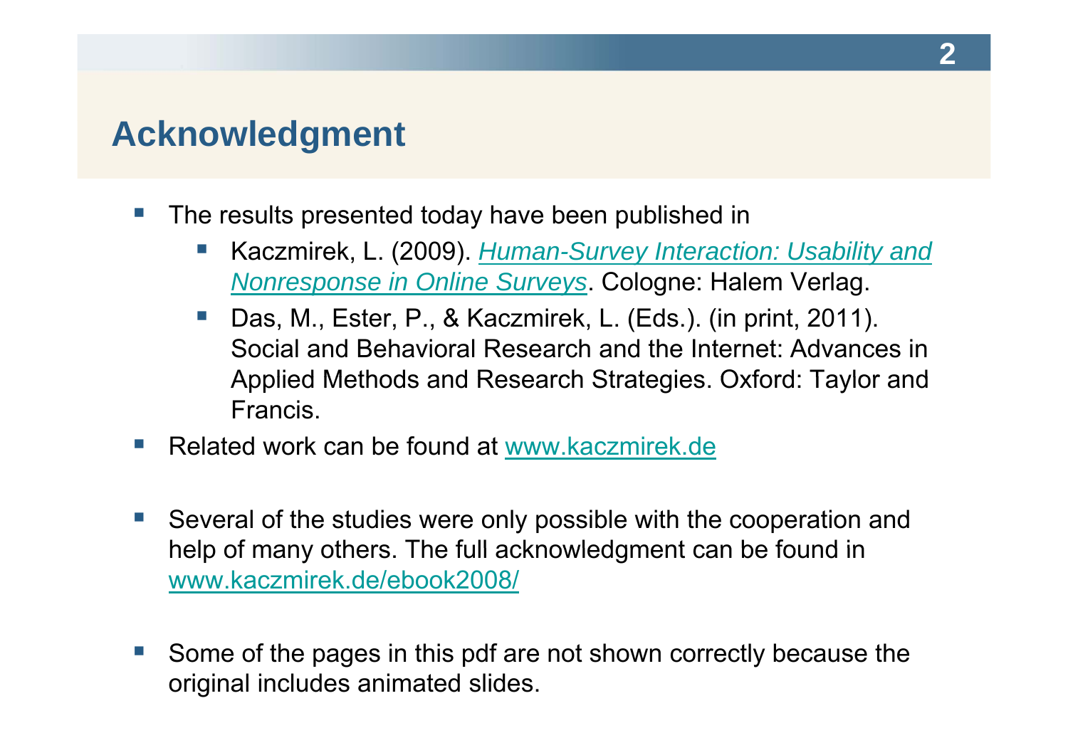# Acknowledgment

- The results presented today have been published in
  - Kaczmirek, L. (2009). *Human-Survey Interaction: Usability and Nonresponse in Online Surveys*. Cologne: Halem Verlag.
  - Das, M., Ester, P., & Kaczmirek, L. (Eds.). (in print, 2011). Social and Behavioral Research and the Internet: Advances in Applied Methods and Research Strategies. Oxford: Taylor and Francis.
- Related work can be found at www.kaczmirek.de

- Several of the studies were only possible with the cooperation and help of many others. The full acknowledgment can be found in www.kaczmirek.de/ebook2008/

- Some of the pages in this pdf are not shown correctly because the original includes animated slides.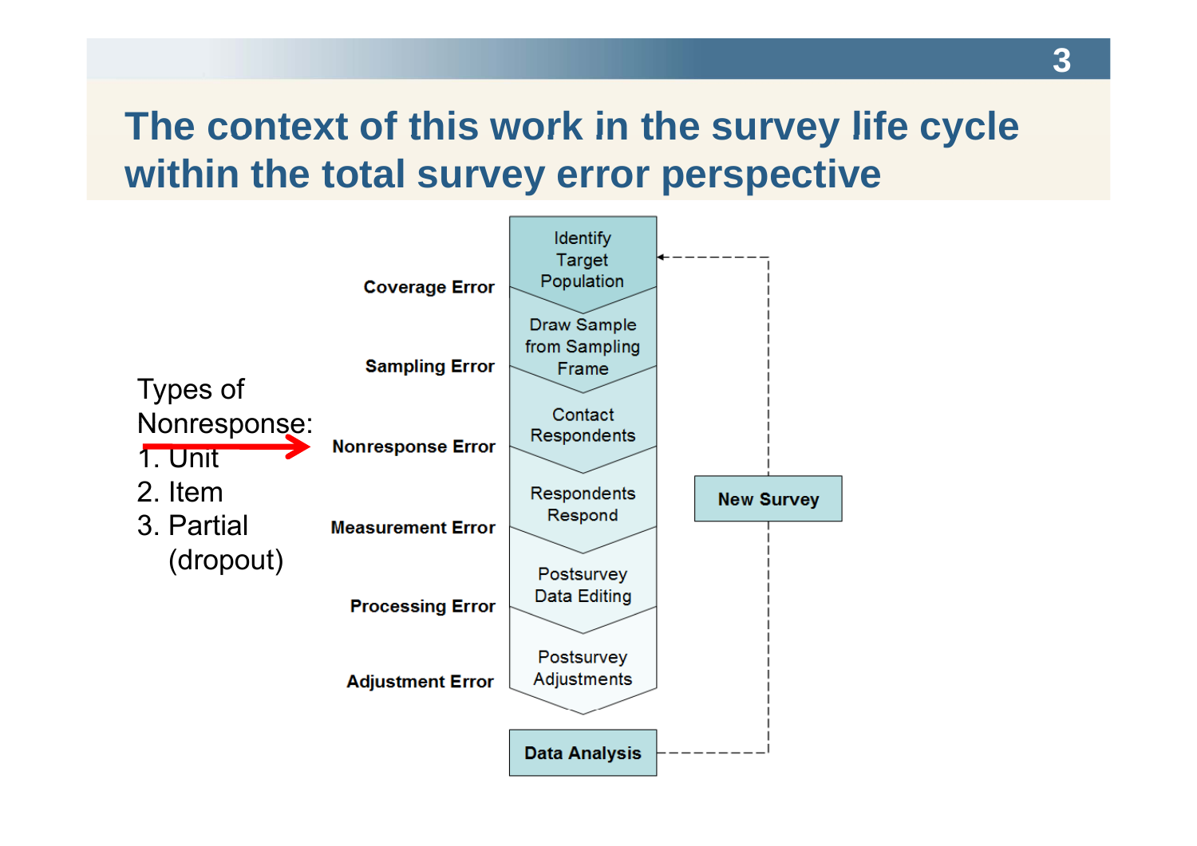# The context of this work in the survey life cycle within the total survey error perspective

Types of Nonresponse:

1. Unit
2. Item
3. Partial (dropout)

| Error | Stage |
| --- | --- |
| | Identify Target Population |
| Coverage Error | |
| | Draw Sample from Sampling Frame |
| Sampling Error | |
| | Contact Respondents |
| Nonresponse Error | |
| | Respondents Respond |
| Measurement Error | |
| | Postsurvey Data Editing |
| Processing Error | |
| | Postsurvey Adjustments |
| Adjustment Error | |
| | Data Analysis |

Data Analysis → New Survey → Identify Target Population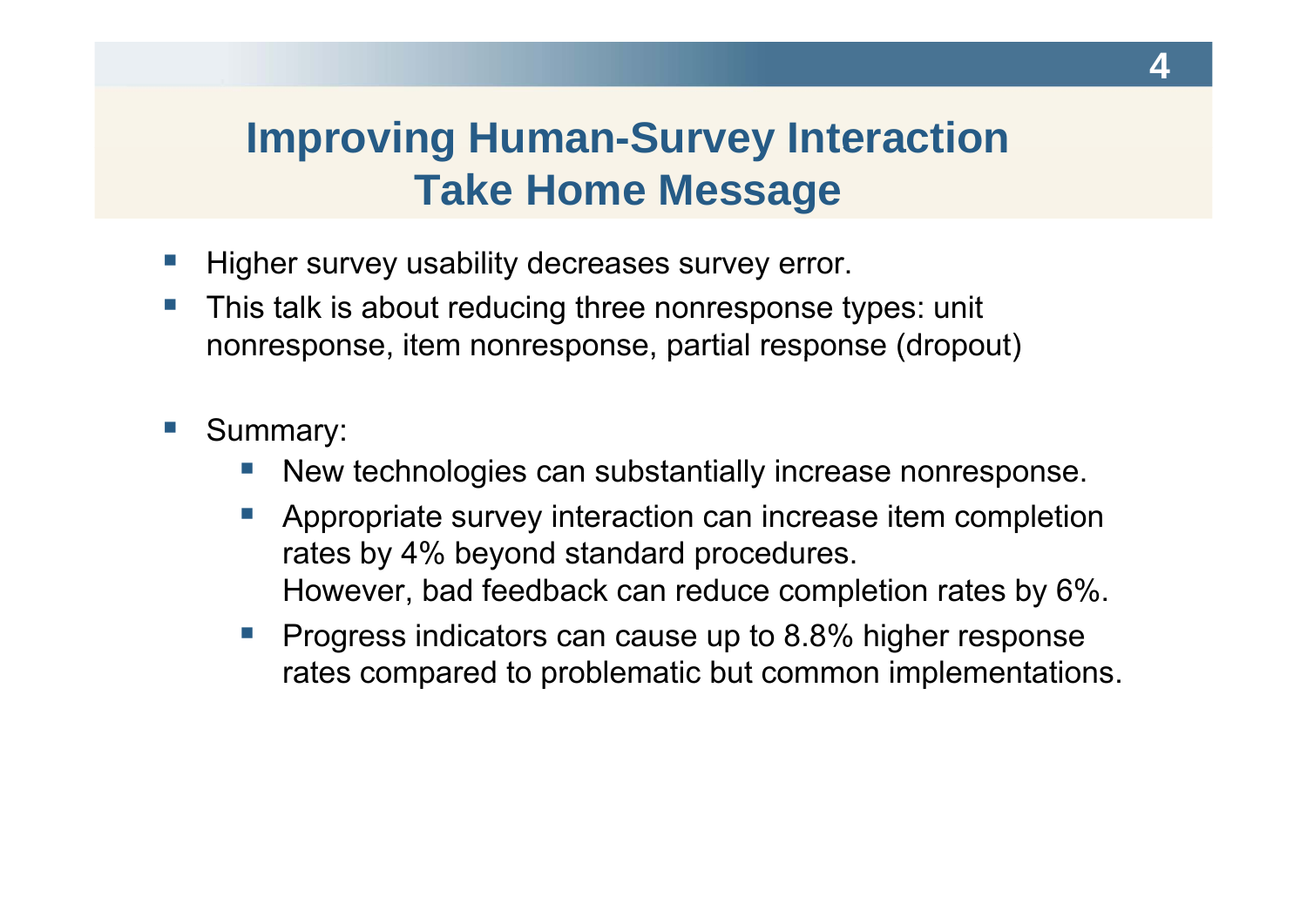# Improving Human-Survey Interaction
## Take Home Message

- Higher survey usability decreases survey error.
- This talk is about reducing three nonresponse types: unit nonresponse, item nonresponse, partial response (dropout)

- Summary:
  - New technologies can substantially increase nonresponse.
  - Appropriate survey interaction can increase item completion rates by 4% beyond standard procedures.
    However, bad feedback can reduce completion rates by 6%.
  - Progress indicators can cause up to 8.8% higher response rates compared to problematic but common implementations.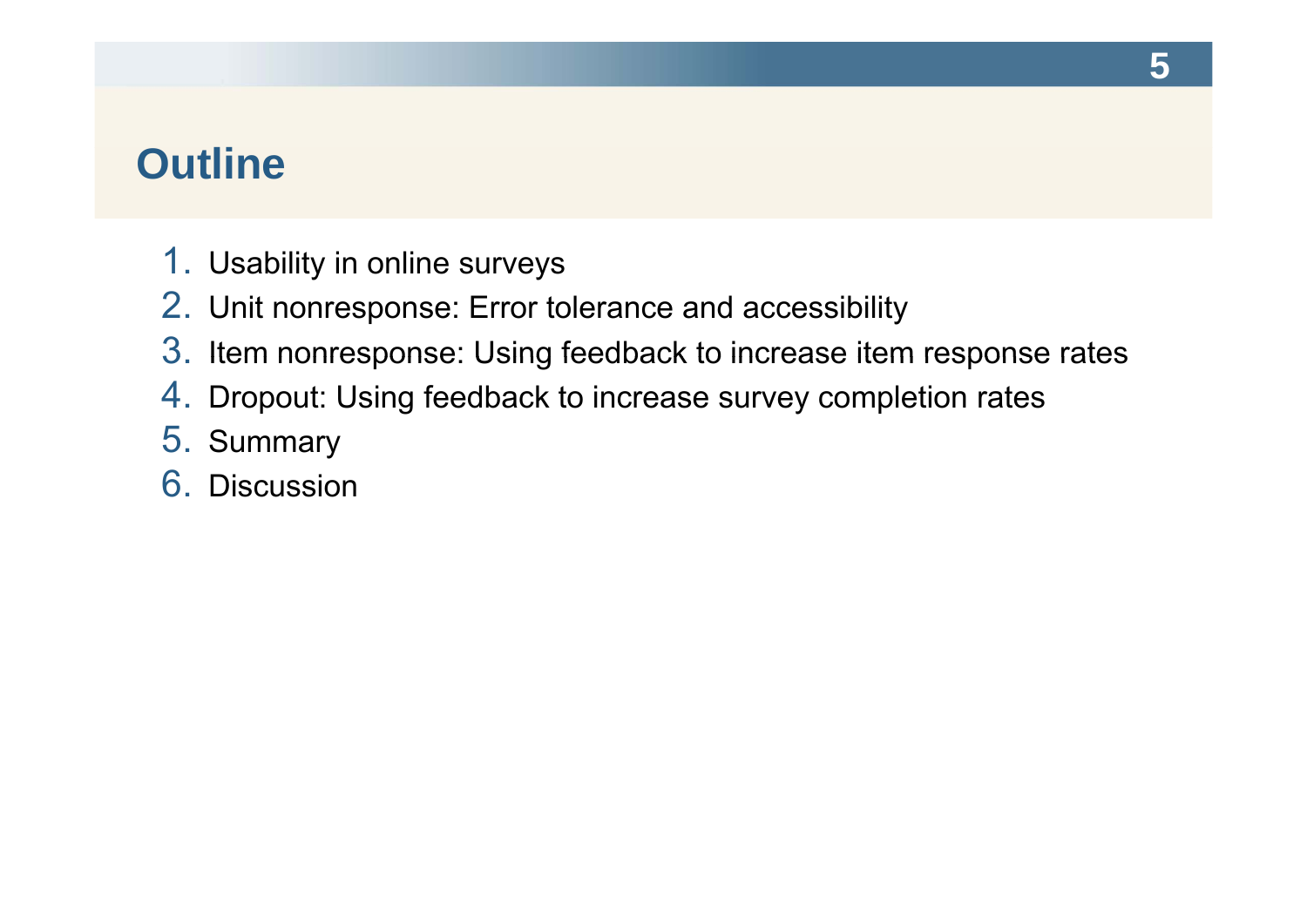# Outline

1. Usability in online surveys
2. Unit nonresponse: Error tolerance and accessibility
3. Item nonresponse: Using feedback to increase item response rates
4. Dropout: Using feedback to increase survey completion rates
5. Summary
6. Discussion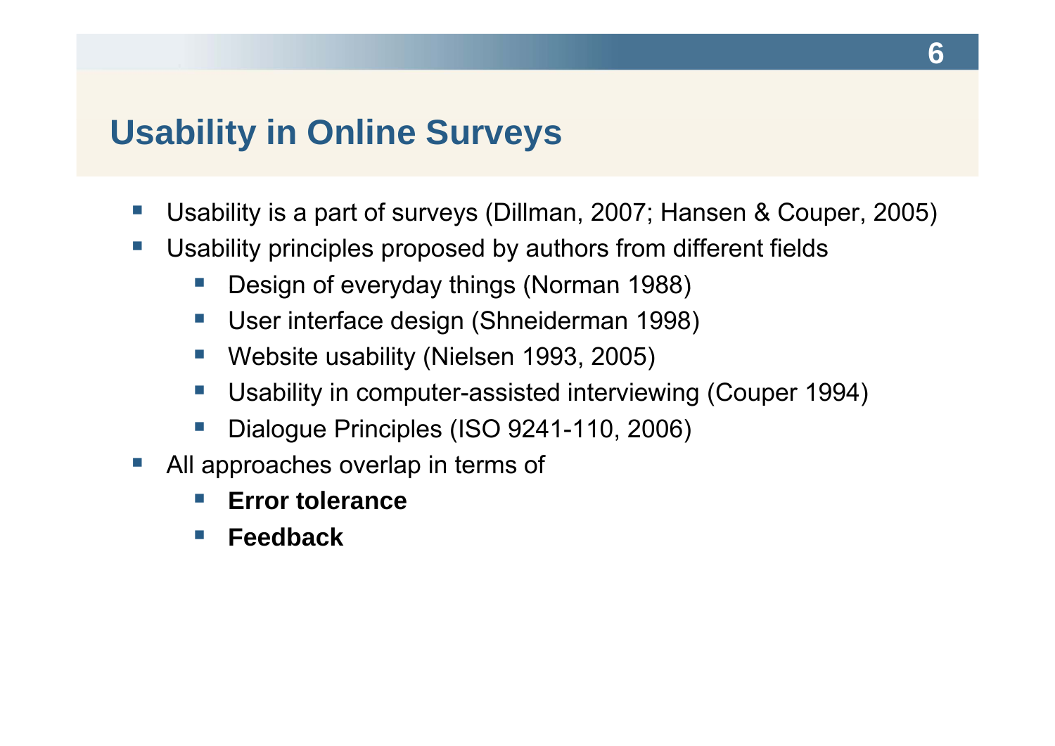# Usability in Online Surveys

- Usability is a part of surveys (Dillman, 2007; Hansen & Couper, 2005)
- Usability principles proposed by authors from different fields
  - Design of everyday things (Norman 1988)
  - User interface design (Shneiderman 1998)
  - Website usability (Nielsen 1993, 2005)
  - Usability in computer-assisted interviewing (Couper 1994)
  - Dialogue Principles (ISO 9241-110, 2006)
- All approaches overlap in terms of
  - **Error tolerance**
  - **Feedback**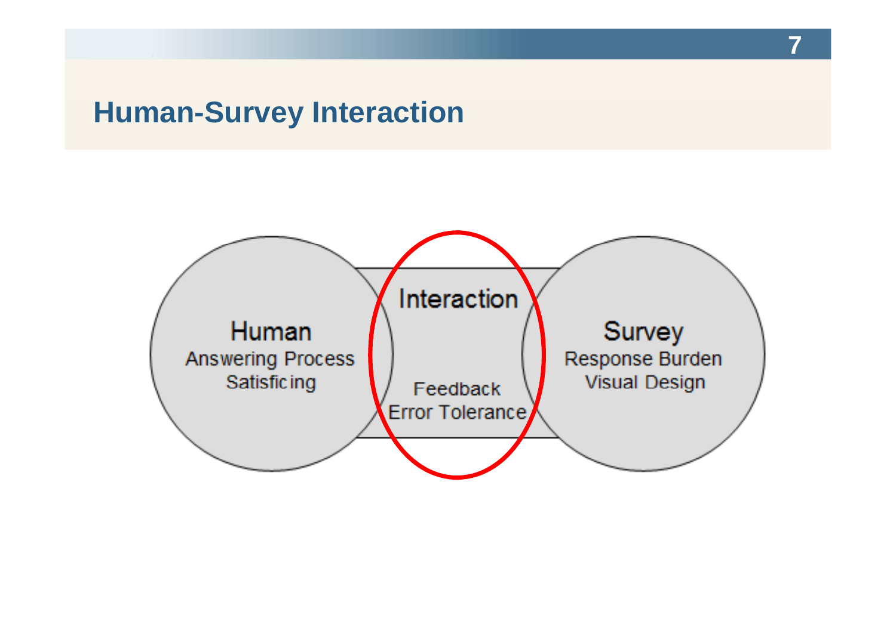## Human-Survey Interaction

Human
Answering Process
Satisficing

Interaction
Feedback
Error Tolerance

Survey
Response Burden
Visual Design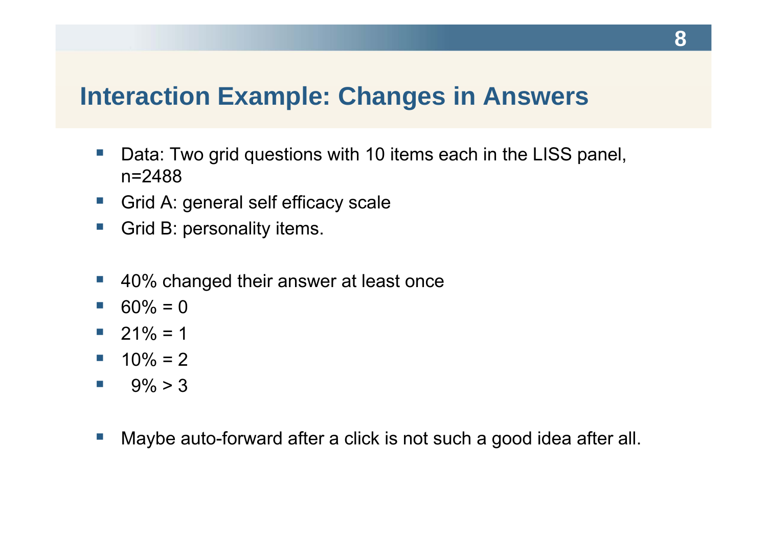# Interaction Example: Changes in Answers

- Data: Two grid questions with 10 items each in the LISS panel, n=2488
- Grid A: general self efficacy scale
- Grid B: personality items.

- 40% changed their answer at least once
- 60% = 0
- 21% = 1
- 10% = 2
- 9% > 3

- Maybe auto-forward after a click is not such a good idea after all.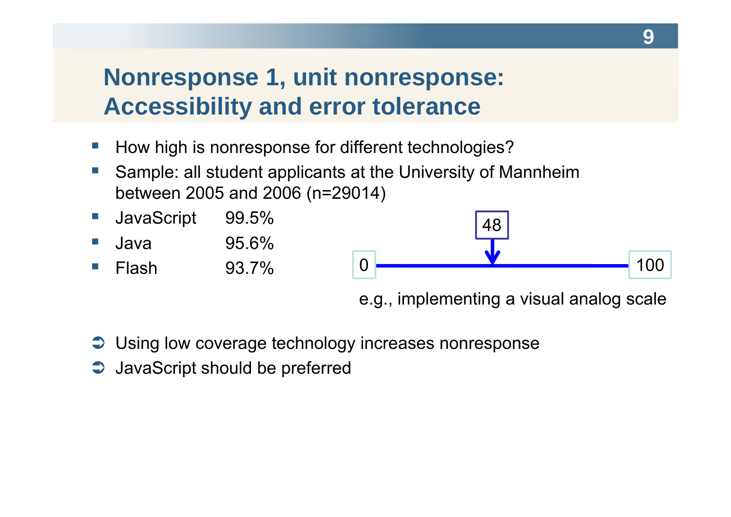# Nonresponse 1, unit nonresponse: Accessibility and error tolerance

- How high is nonresponse for different technologies?
- Sample: all student applicants at the University of Mannheim between 2005 and 2006 (n=29014)

| | |
|---|---|
| JavaScript | 99.5% |
| Java | 95.6% |
| Flash | 93.7% |

0 — 48 — 100

e.g., implementing a visual analog scale

➲ Using low coverage technology increases nonresponse

➲ JavaScript should be preferred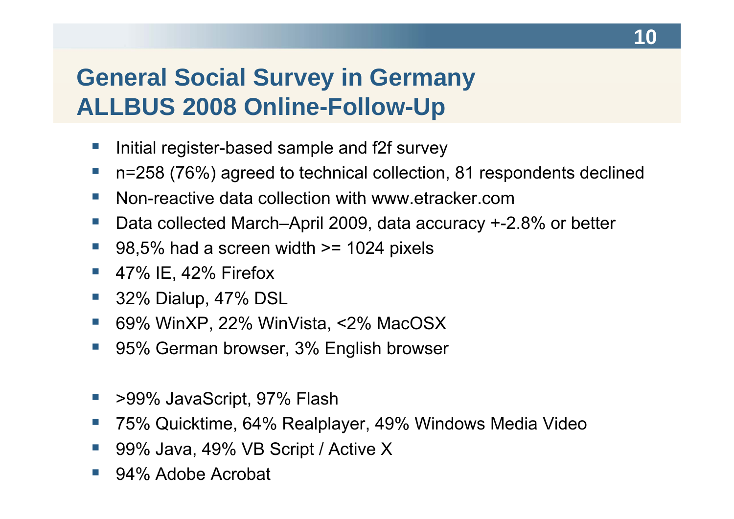# General Social Survey in Germany ALLBUS 2008 Online-Follow-Up

- Initial register-based sample and f2f survey
- n=258 (76%) agreed to technical collection, 81 respondents declined
- Non-reactive data collection with www.etracker.com
- Data collected March–April 2009, data accuracy +-2.8% or better
- 98,5% had a screen width >= 1024 pixels
- 47% IE, 42% Firefox
- 32% Dialup, 47% DSL
- 69% WinXP, 22% WinVista, <2% MacOSX
- 95% German browser, 3% English browser

- >99% JavaScript, 97% Flash
- 75% Quicktime, 64% Realplayer, 49% Windows Media Video
- 99% Java, 49% VB Script / Active X
- 94% Adobe Acrobat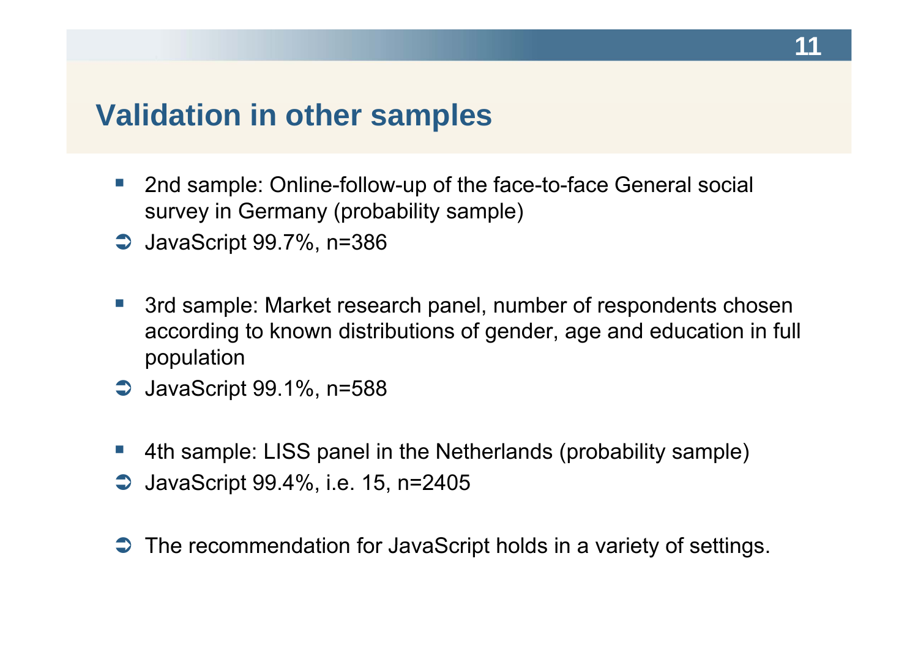# Validation in other samples

- 2nd sample: Online-follow-up of the face-to-face General social survey in Germany (probability sample)

➲ JavaScript 99.7%, n=386

- 3rd sample: Market research panel, number of respondents chosen according to known distributions of gender, age and education in full population

➲ JavaScript 99.1%, n=588

- 4th sample: LISS panel in the Netherlands (probability sample)

➲ JavaScript 99.4%, i.e. 15, n=2405

➲ The recommendation for JavaScript holds in a variety of settings.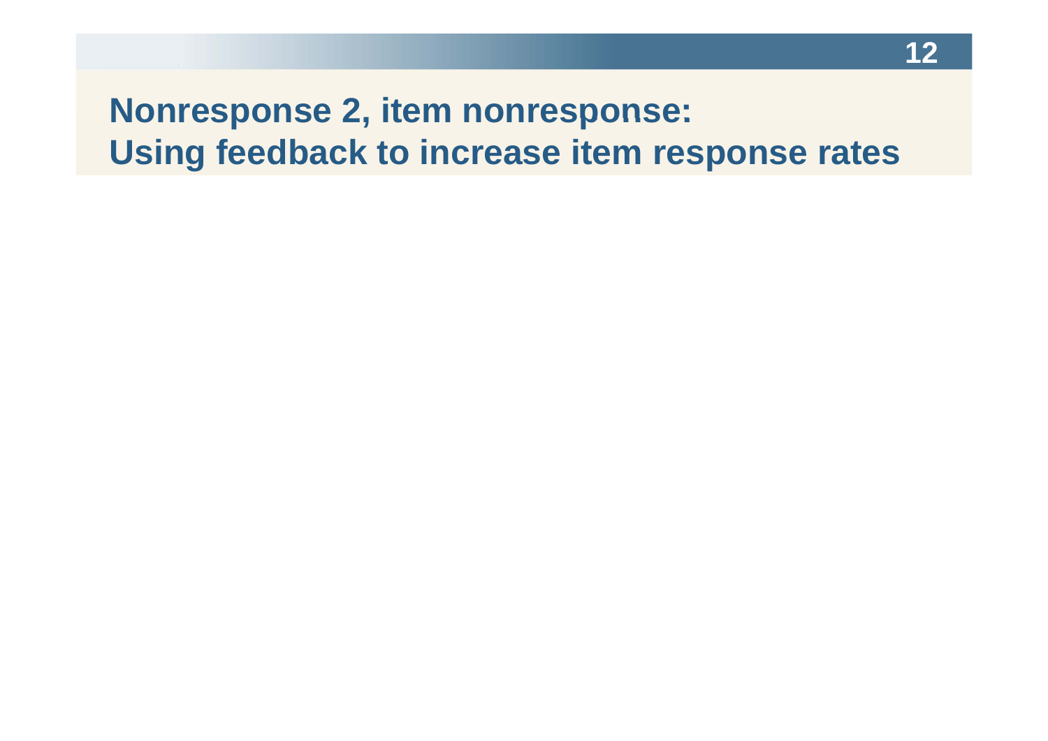# Nonresponse 2, item nonresponse: Using feedback to increase item response rates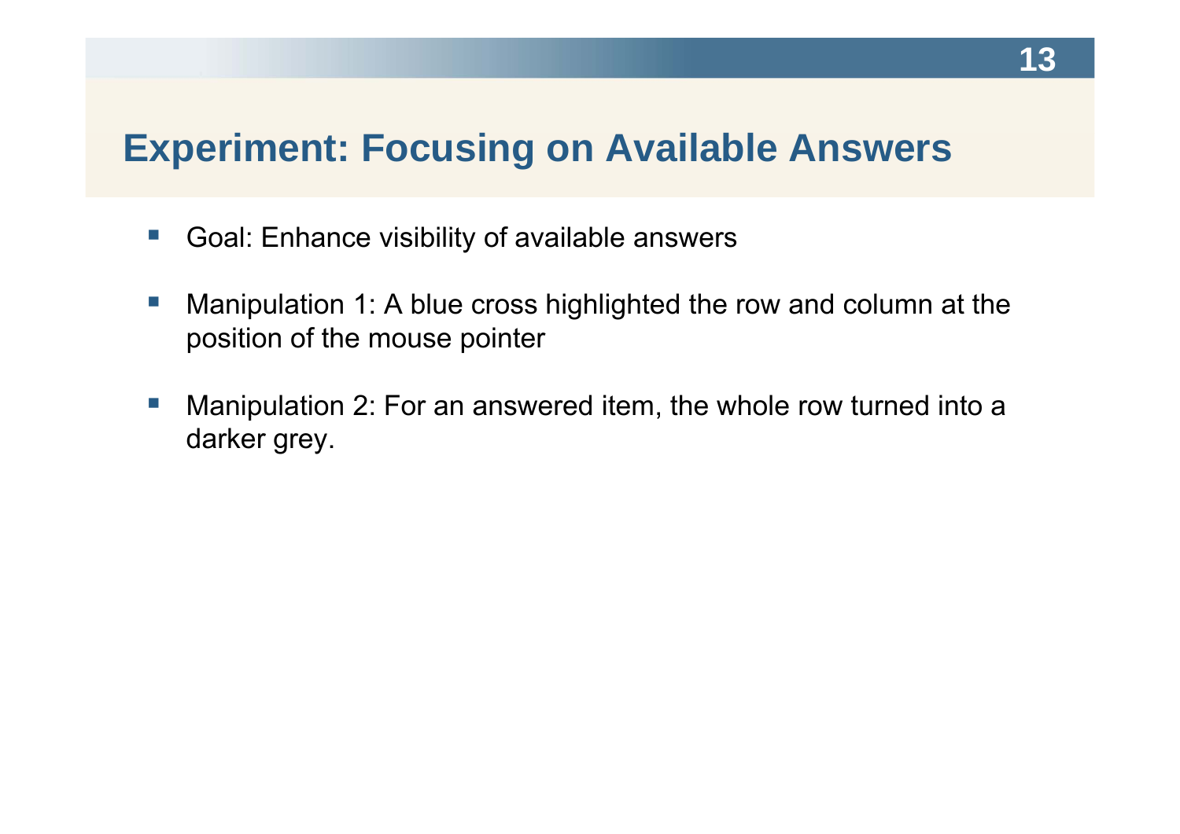# Experiment: Focusing on Available Answers

- Goal: Enhance visibility of available answers
- Manipulation 1: A blue cross highlighted the row and column at the position of the mouse pointer
- Manipulation 2: For an answered item, the whole row turned into a darker grey.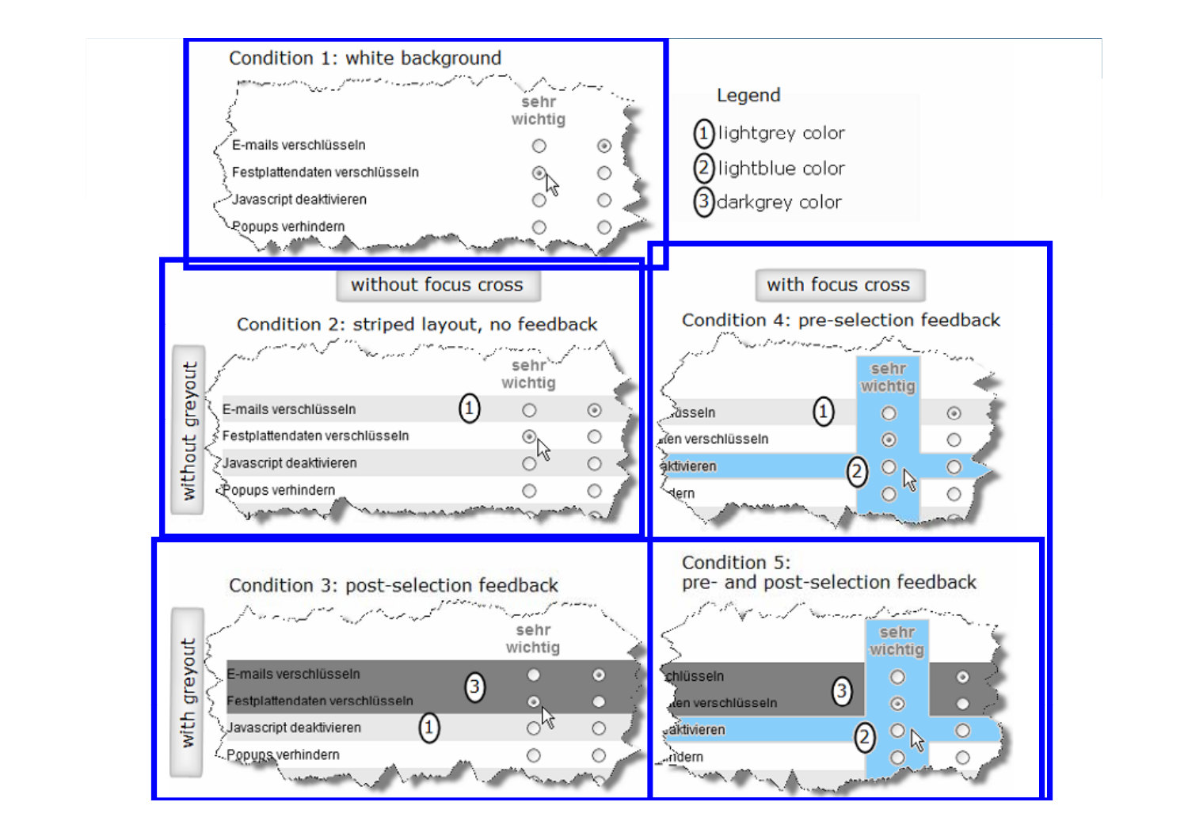Condition 1: white background

| | sehr wichtig | |
|---|---|---|
| E-mails verschlüsseln | ○ | ◉ |
| Festplattendaten verschlüsseln | ◉ | ○ |
| Javascript deaktivieren | ○ | ○ |
| Popups verhindern | ○ | ○ |

Legend

1. lightgrey color
2. lightblue color
3. darkgrey color

without focus cross

with focus cross

without greyout

Condition 2: striped layout, no feedback

| | sehr wichtig | |
|---|---|---|
| E-mails verschlüsseln (1) | ○ | ◉ |
| Festplattendaten verschlüsseln | ◉ | ○ |
| Javascript deaktivieren | ○ | ○ |
| Popups verhindern | ○ | ○ |

Condition 4: pre-selection feedback

| | sehr wichtig | |
|---|---|---|
| ...üsseln (1) | ○ | ◉ |
| ...ten verschlüsseln | ◉ | ○ |
| ...aktivieren (2) | ○ | ○ |
| ...dern | ○ | ○ |

with greyout

Condition 3: post-selection feedback

| | sehr wichtig | |
|---|---|---|
| E-mails verschlüsseln (3) | ● | ◉ |
| Festplattendaten verschlüsseln | ◉ | ● |
| Javascript deaktivieren (1) | ○ | ○ |
| Popups verhindern | ○ | ○ |

Condition 5: pre- and post-selection feedback

| | sehr wichtig | |
|---|---|---|
| ...chlüsseln (3) | ○ | ◉ |
| ...ten verschlüsseln | ◉ | ○ |
| ...aktivieren (2) | ○ | ○ |
| ...ndern | ○ | ○ |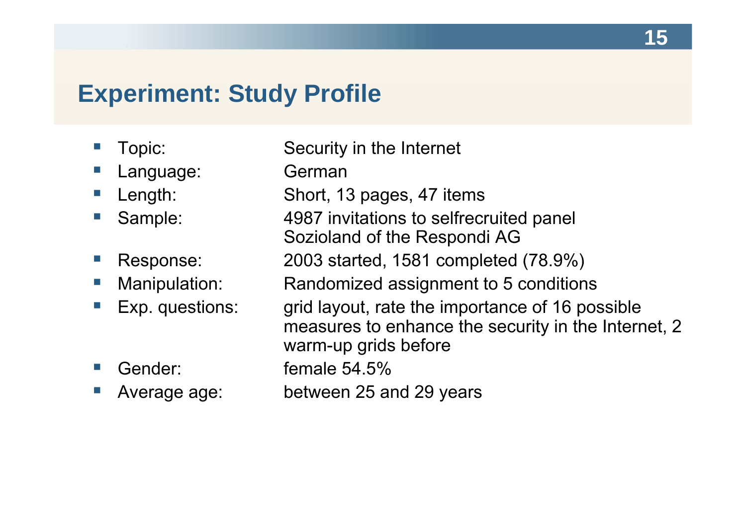# Experiment: Study Profile

- Topic: Security in the Internet
- Language: German
- Length: Short, 13 pages, 47 items
- Sample: 4987 invitations to selfrecruited panel Sozioland of the Respondi AG
- Response: 2003 started, 1581 completed (78.9%)
- Manipulation: Randomized assignment to 5 conditions
- Exp. questions: grid layout, rate the importance of 16 possible measures to enhance the security in the Internet, 2 warm-up grids before
- Gender: female 54.5%
- Average age: between 25 and 29 years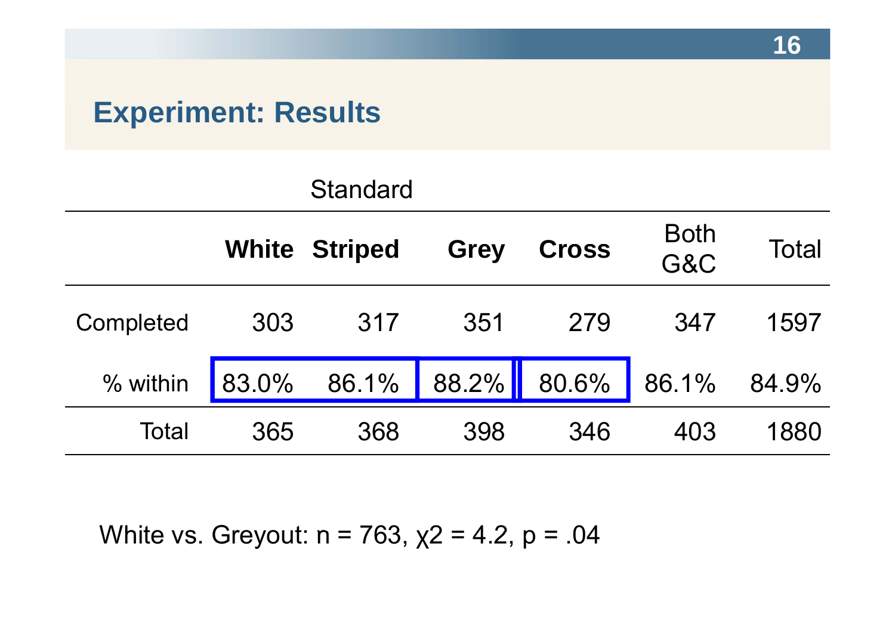## Experiment: Results

| | Standard | | | | | |
|---|---|---|---|---|---|---|
| | **White** | **Striped** | **Grey** | **Cross** | Both G&C | Total |
| Completed | 303 | 317 | 351 | 279 | 347 | 1597 |
| % within | 83.0% | 86.1% | 88.2% | 80.6% | 86.1% | 84.9% |
| Total | 365 | 368 | 398 | 346 | 403 | 1880 |

White vs. Greyout: $n = 763$, $\chi 2 = 4.2$, $p = .04$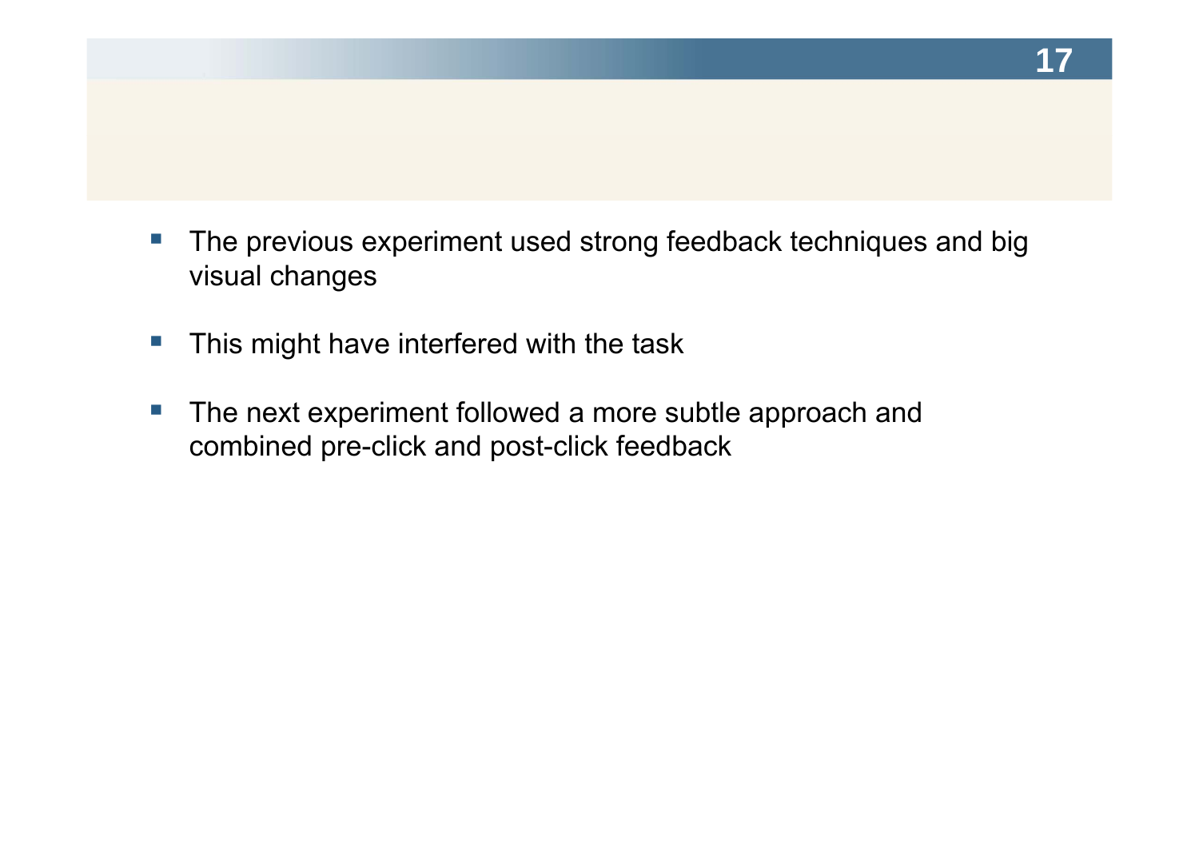- The previous experiment used strong feedback techniques and big visual changes
- This might have interfered with the task
- The next experiment followed a more subtle approach and combined pre-click and post-click feedback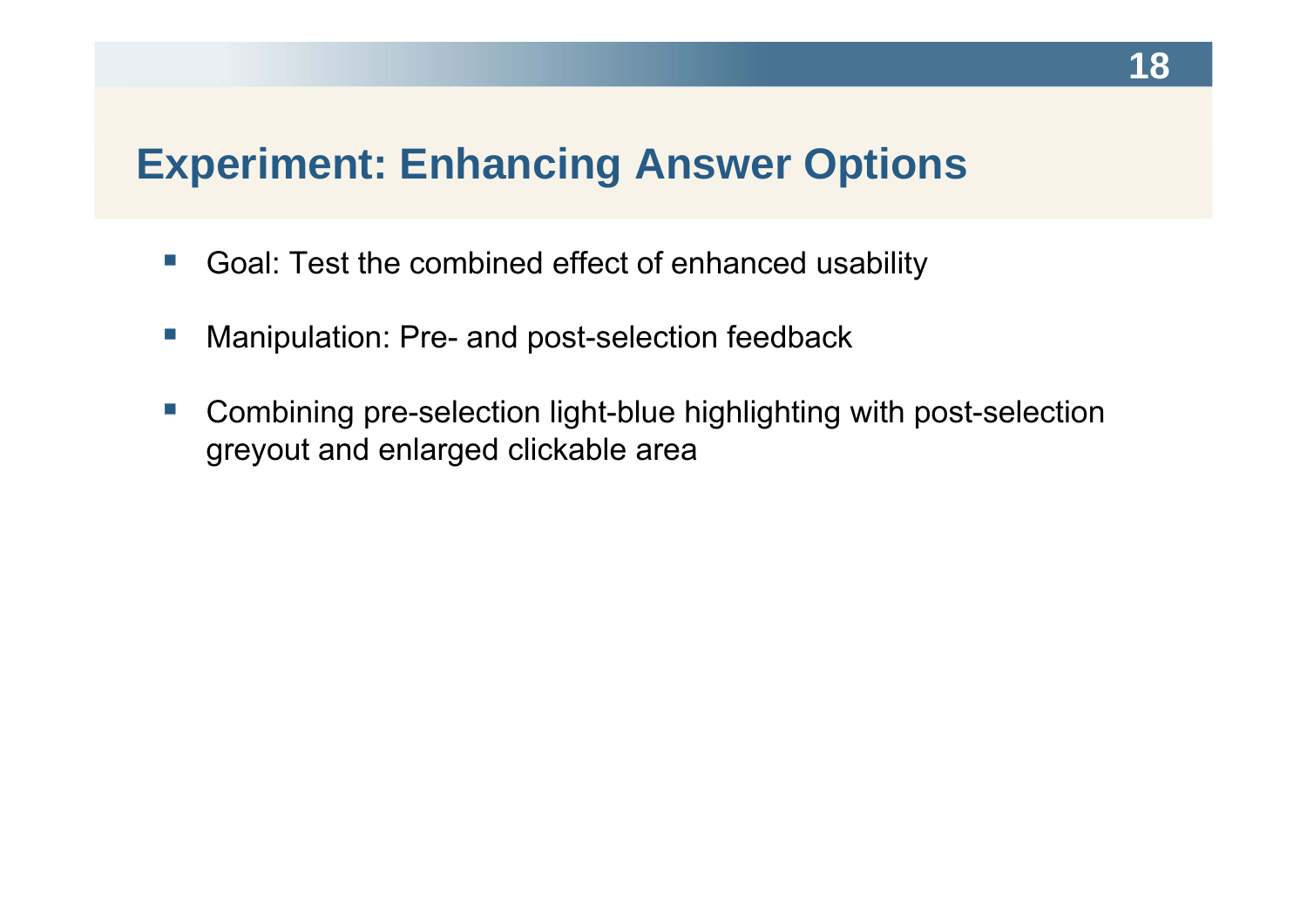# Experiment: Enhancing Answer Options

- Goal: Test the combined effect of enhanced usability
- Manipulation: Pre- and post-selection feedback
- Combining pre-selection light-blue highlighting with post-selection greyout and enlarged clickable area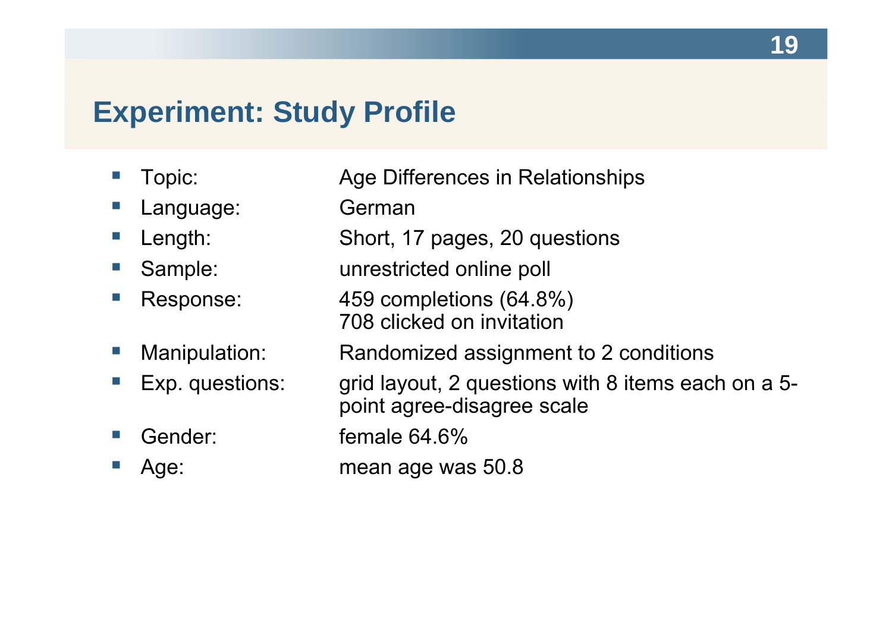# Experiment: Study Profile

- Topic: Age Differences in Relationships
- Language: German
- Length: Short, 17 pages, 20 questions
- Sample: unrestricted online poll
- Response: 459 completions (64.8%)  
  708 clicked on invitation
- Manipulation: Randomized assignment to 2 conditions
- Exp. questions: grid layout, 2 questions with 8 items each on a 5-point agree-disagree scale
- Gender: female 64.6%
- Age: mean age was 50.8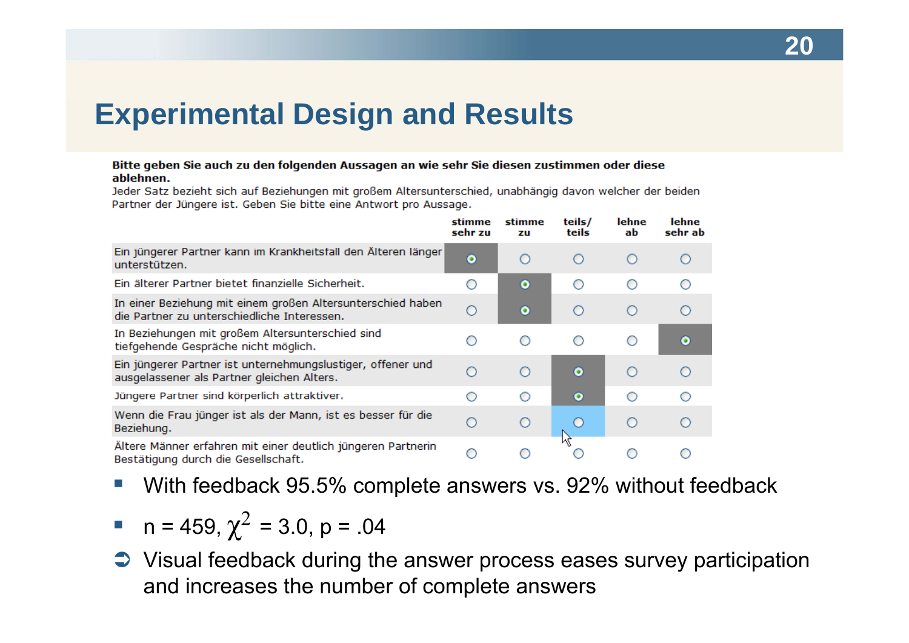# Experimental Design and Results

**Bitte geben Sie auch zu den folgenden Aussagen an wie sehr Sie diesen zustimmen oder diese ablehnen.**

Jeder Satz bezieht sich auf Beziehungen mit großem Altersunterschied, unabhängig davon welcher der beiden Partner der Jüngere ist. Geben Sie bitte eine Antwort pro Aussage.

| | stimme sehr zu | stimme zu | teils/ teils | lehne ab | lehne sehr ab |
|---|---|---|---|---|---|
| Ein jüngerer Partner kann im Krankheitsfall den Älteren länger unterstützen. | ◉ | ○ | ○ | ○ | ○ |
| Ein älterer Partner bietet finanzielle Sicherheit. | ○ | ◉ | ○ | ○ | ○ |
| In einer Beziehung mit einem großen Altersunterschied haben die Partner zu unterschiedliche Interessen. | ○ | ◉ | ○ | ○ | ○ |
| In Beziehungen mit großem Altersunterschied sind tiefgehende Gespräche nicht möglich. | ○ | ○ | ○ | ○ | ◉ |
| Ein jüngerer Partner ist unternehmungslustiger, offener und ausgelassener als Partner gleichen Alters. | ○ | ○ | ◉ | ○ | ○ |
| Jüngere Partner sind körperlich attraktiver. | ○ | ○ | ◉ | ○ | ○ |
| Wenn die Frau jünger ist als der Mann, ist es besser für die Beziehung. | ○ | ○ | ○ | ○ | ○ |
| Ältere Männer erfahren mit einer deutlich jüngeren Partnerin Bestätigung durch die Gesellschaft. | ○ | ○ | ○ | ○ | ○ |

- With feedback 95.5% complete answers vs. 92% without feedback
- n = 459, $\chi^2$ = 3.0, p = .04

➲ Visual feedback during the answer process eases survey participation and increases the number of complete answers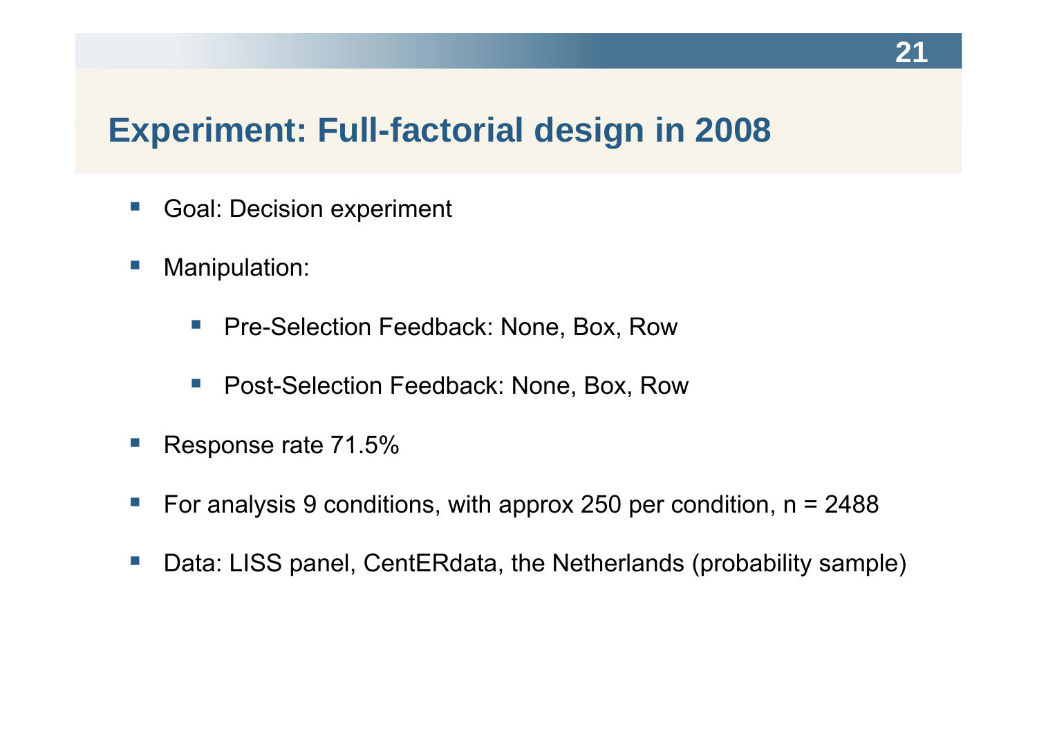# Experiment: Full-factorial design in 2008

- Goal: Decision experiment
- Manipulation:
  - Pre-Selection Feedback: None, Box, Row
  - Post-Selection Feedback: None, Box, Row
- Response rate 71.5%
- For analysis 9 conditions, with approx 250 per condition, n = 2488
- Data: LISS panel, CentERdata, the Netherlands (probability sample)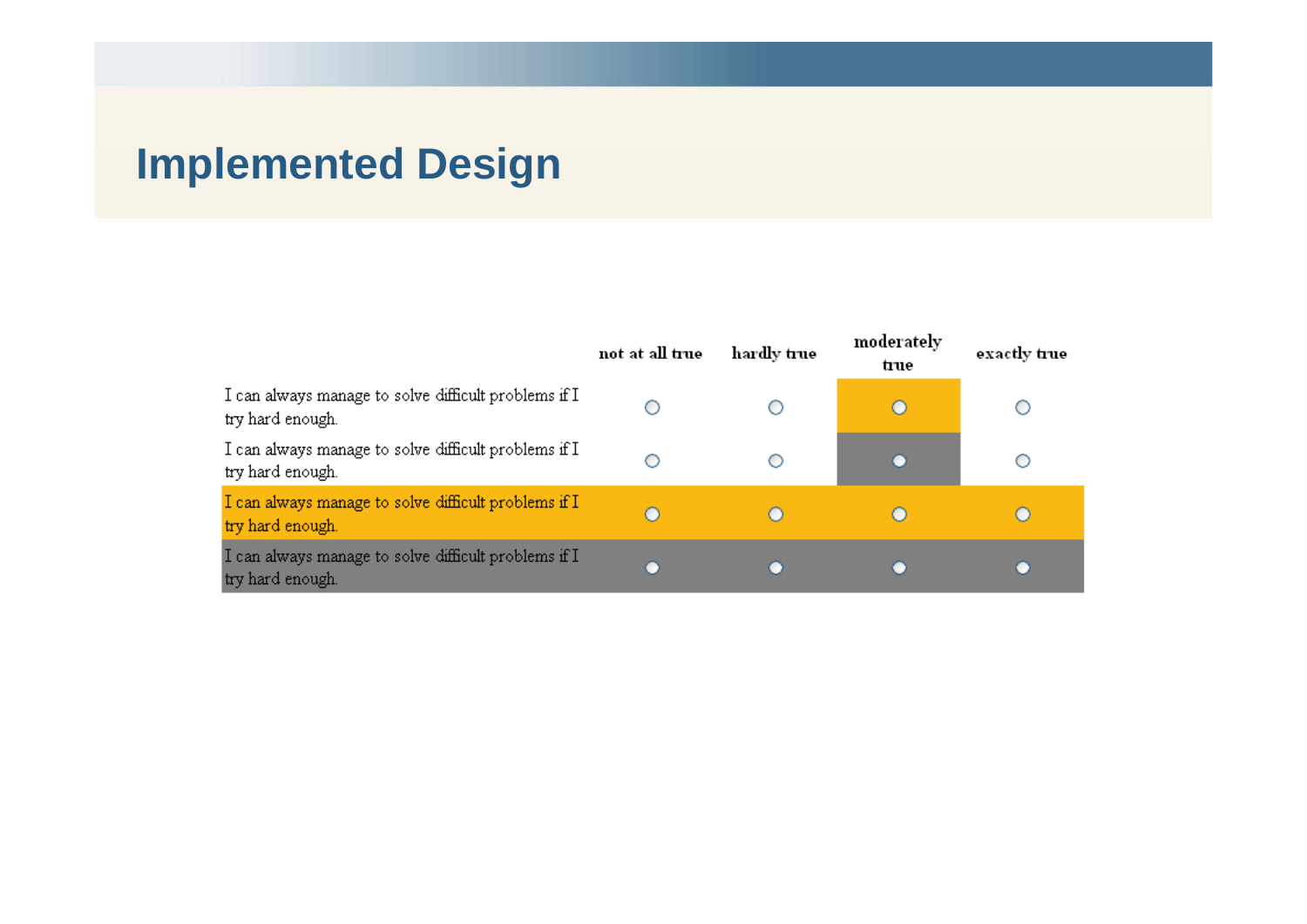# Implemented Design

| | not at all true | hardly true | moderately true | exactly true |
|---|---|---|---|---|
| I can always manage to solve difficult problems if I try hard enough. | ○ | ○ | ○ | ○ |
| I can always manage to solve difficult problems if I try hard enough. | ○ | ○ | ○ | ○ |
| I can always manage to solve difficult problems if I try hard enough. | ○ | ○ | ○ | ○ |
| I can always manage to solve difficult problems if I try hard enough. | ○ | ○ | ○ | ○ |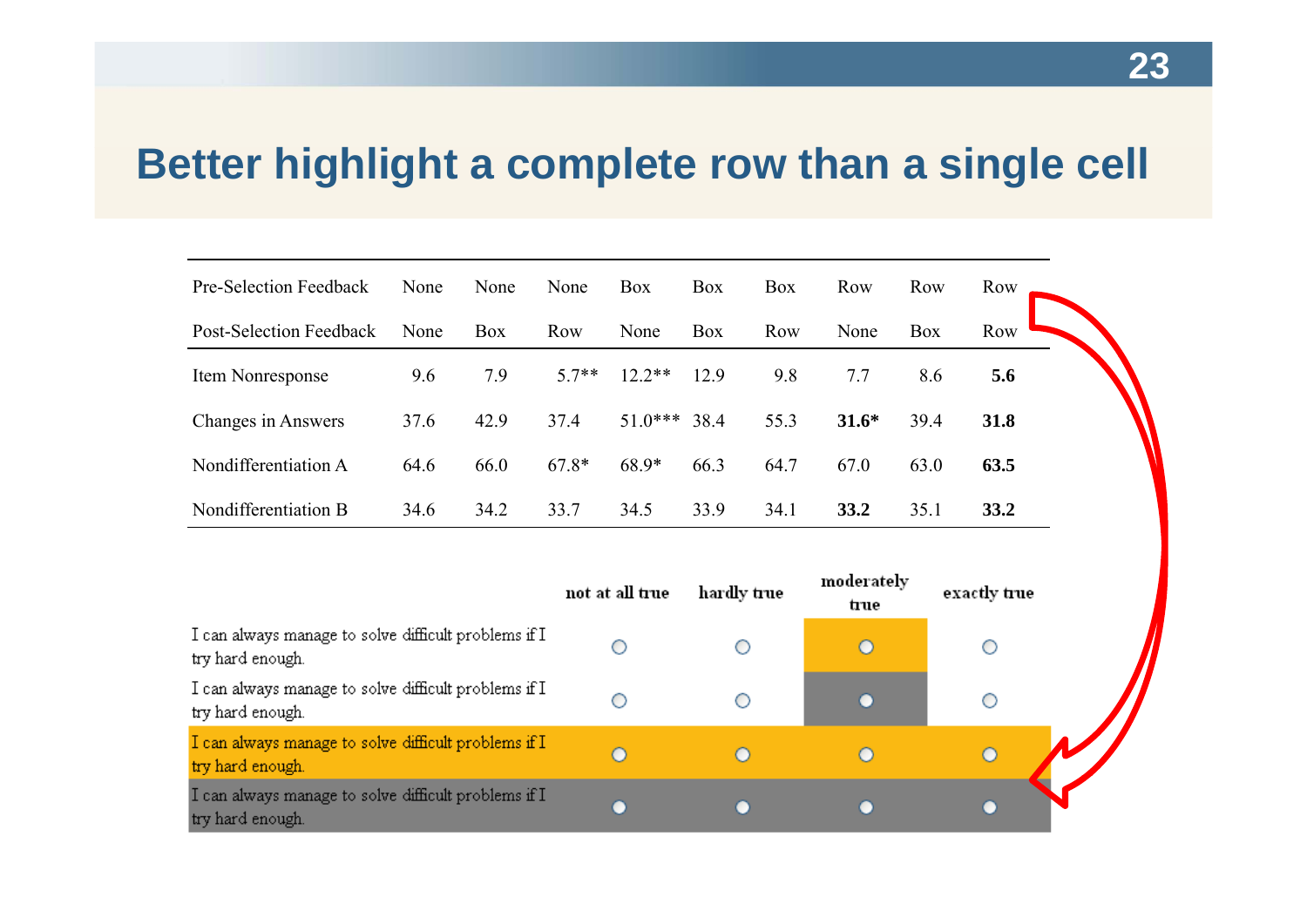# Better highlight a complete row than a single cell

| Pre-Selection Feedback | None | None | None | Box | Box | Box | Row | Row | Row |
|---|---|---|---|---|---|---|---|---|---|
| Post-Selection Feedback | None | Box | Row | None | Box | Row | None | Box | Row |
| Item Nonresponse | 9.6 | 7.9 | 5.7** | 12.2** | 12.9 | 9.8 | 7.7 | 8.6 | **5.6** |
| Changes in Answers | 37.6 | 42.9 | 37.4 | 51.0*** | 38.4 | 55.3 | **31.6*** | 39.4 | **31.8** |
| Nondifferentiation A | 64.6 | 66.0 | 67.8* | 68.9* | 66.3 | 64.7 | 67.0 | 63.0 | **63.5** |
| Nondifferentiation B | 34.6 | 34.2 | 33.7 | 34.5 | 33.9 | 34.1 | **33.2** | 35.1 | **33.2** |

| | not at all true | hardly true | moderately true | exactly true |
|---|---|---|---|---|
| I can always manage to solve difficult problems if I try hard enough. | ○ | ○ | ○ | ○ |
| I can always manage to solve difficult problems if I try hard enough. | ○ | ○ | ○ | ○ |
| I can always manage to solve difficult problems if I try hard enough. | ○ | ○ | ○ | ○ |
| I can always manage to solve difficult problems if I try hard enough. | ○ | ○ | ○ | ○ |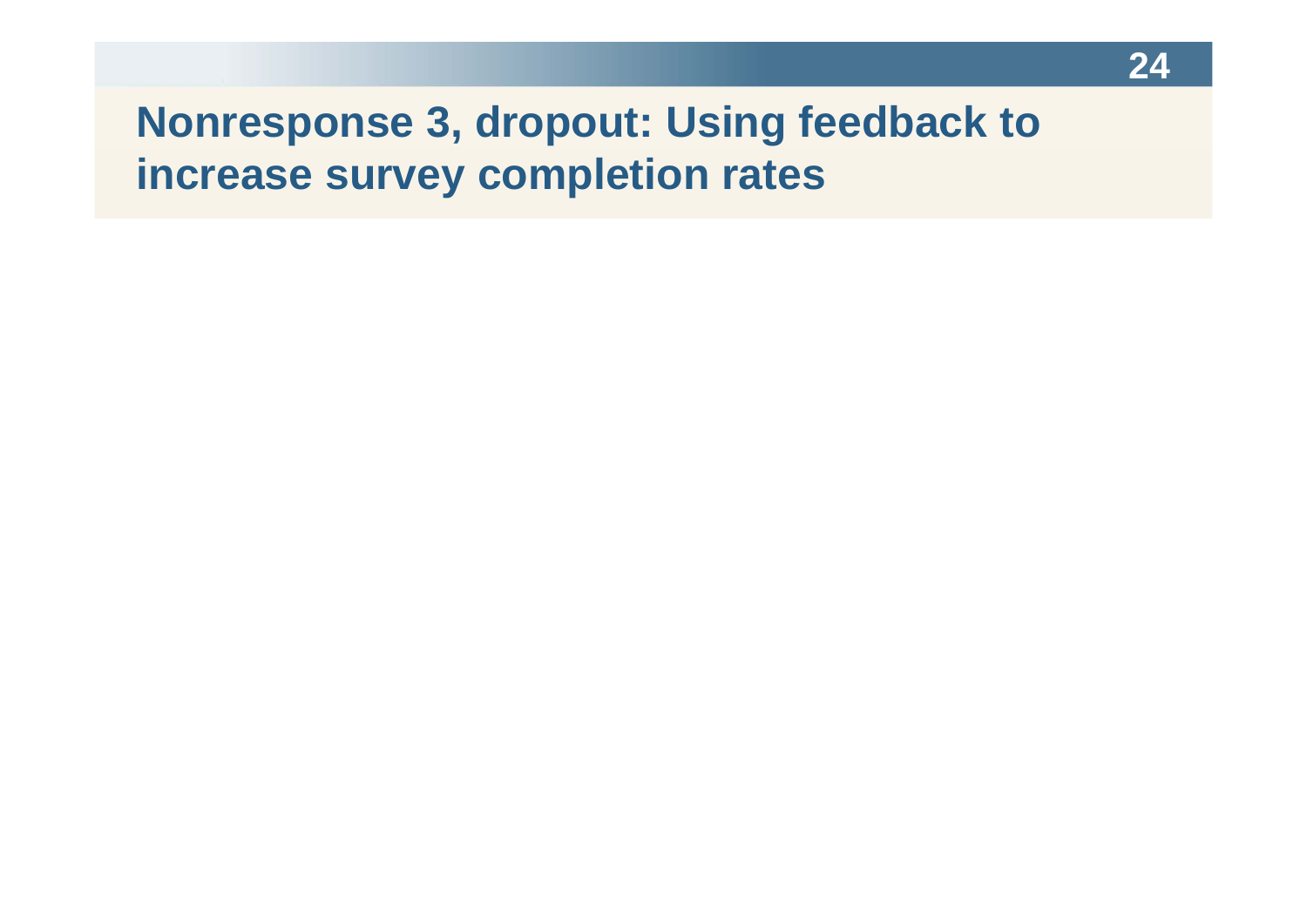# Nonresponse 3, dropout: Using feedback to increase survey completion rates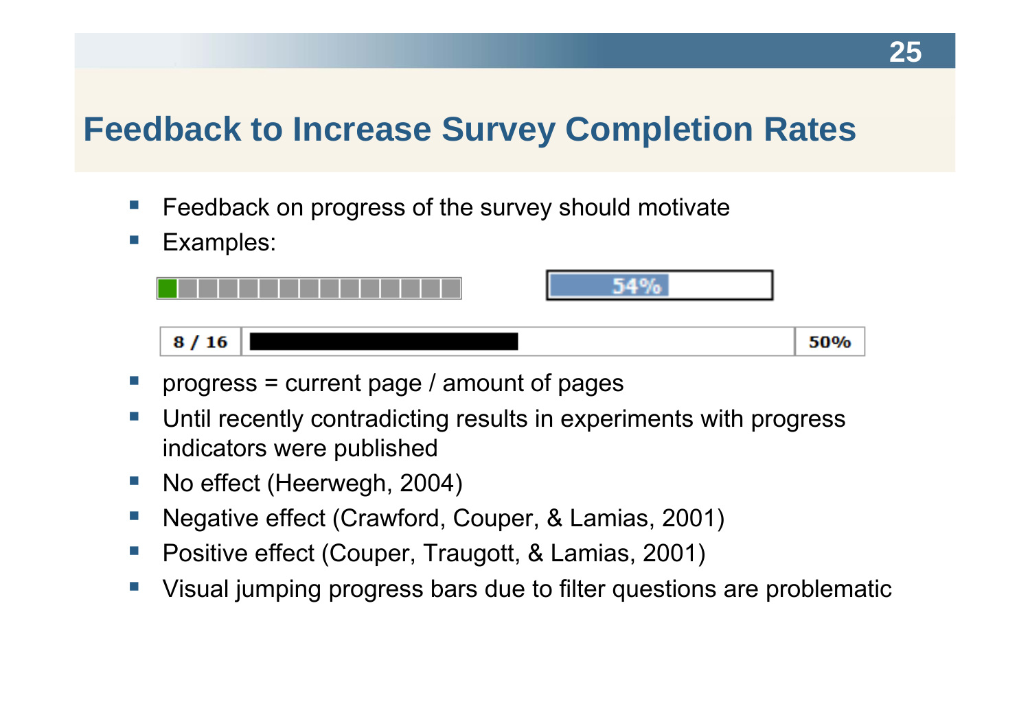# Feedback to Increase Survey Completion Rates

- Feedback on progress of the survey should motivate
- Examples:

54%

| 8 / 16 | | 50% |
|---|---|---|

- progress = current page / amount of pages
- Until recently contradicting results in experiments with progress indicators were published
- No effect (Heerwegh, 2004)
- Negative effect (Crawford, Couper, & Lamias, 2001)
- Positive effect (Couper, Traugott, & Lamias, 2001)
- Visual jumping progress bars due to filter questions are problematic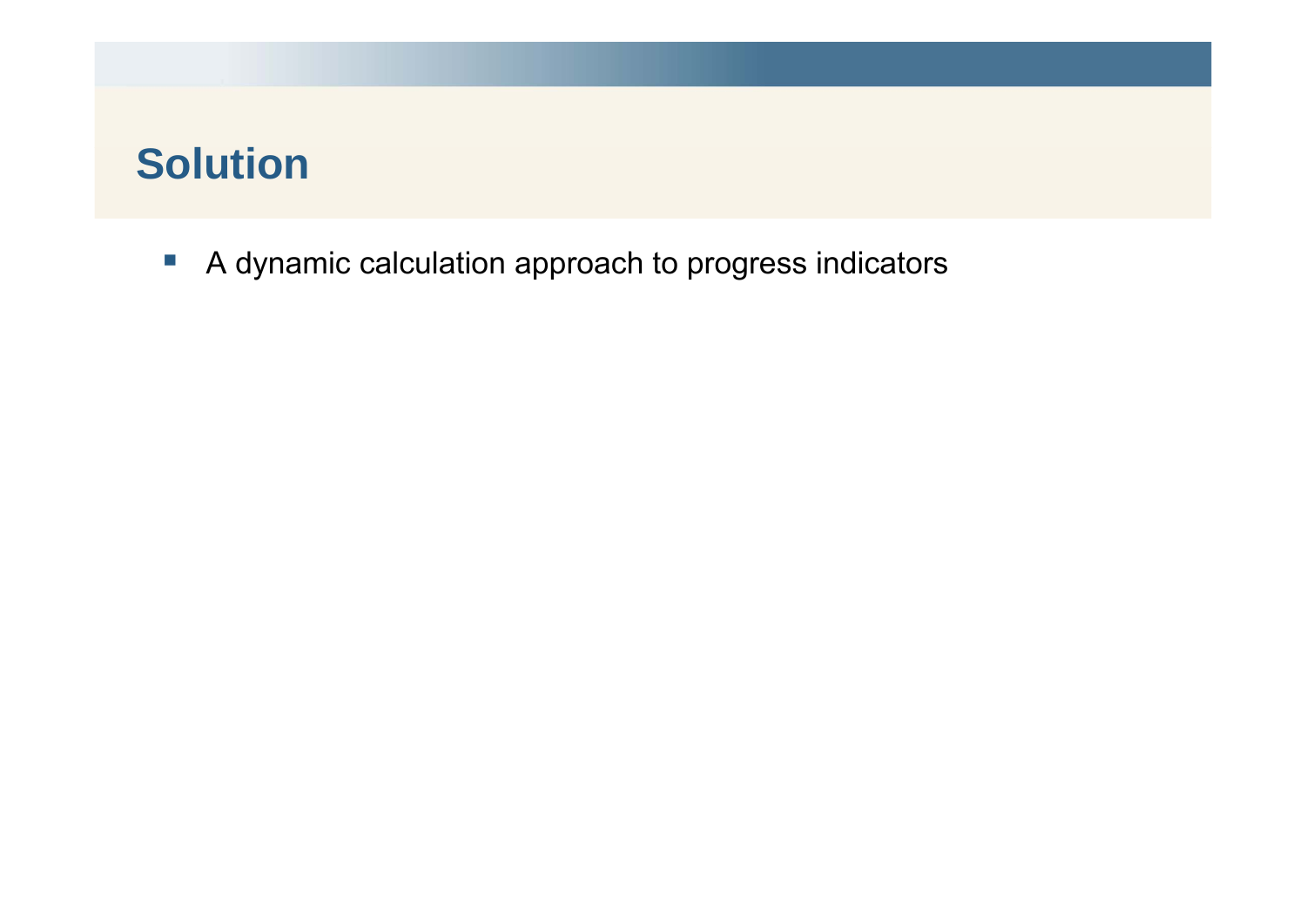# Solution

- A dynamic calculation approach to progress indicators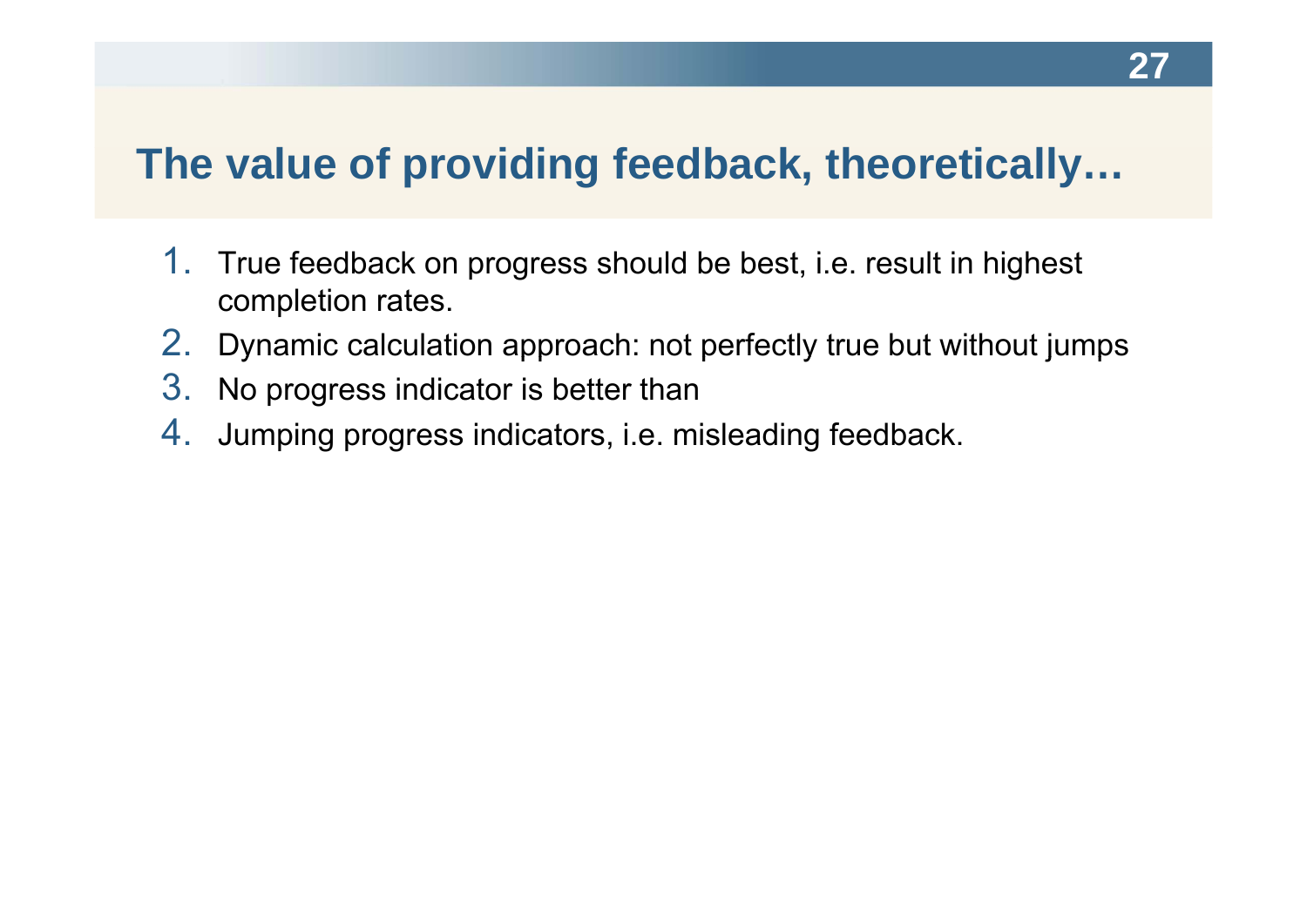## The value of providing feedback, theoretically…

1. True feedback on progress should be best, i.e. result in highest completion rates.
2. Dynamic calculation approach: not perfectly true but without jumps
3. No progress indicator is better than
4. Jumping progress indicators, i.e. misleading feedback.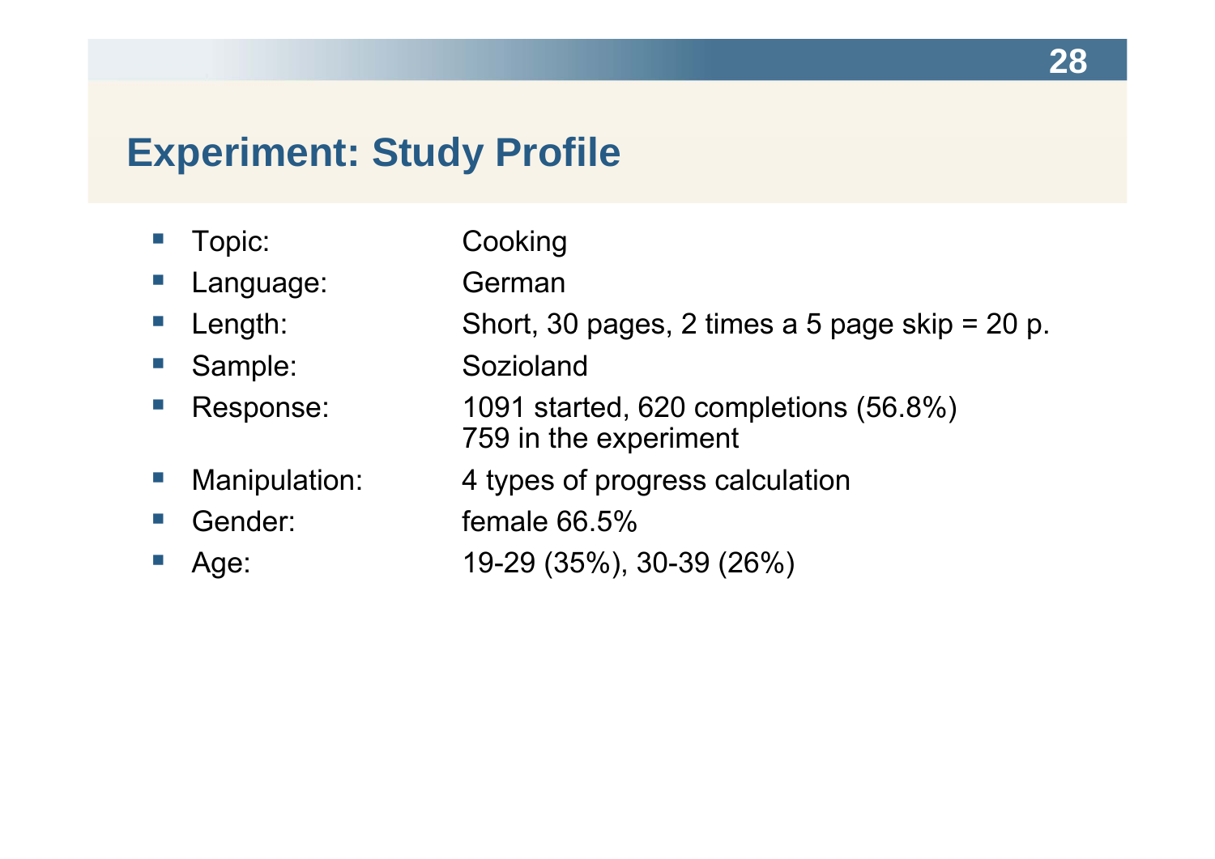# Experiment: Study Profile

- Topic: Cooking
- Language: German
- Length: Short, 30 pages, 2 times a 5 page skip = 20 p.
- Sample: Sozioland
- Response: 1091 started, 620 completions (56.8%)
  759 in the experiment
- Manipulation: 4 types of progress calculation
- Gender: female 66.5%
- Age: 19-29 (35%), 30-39 (26%)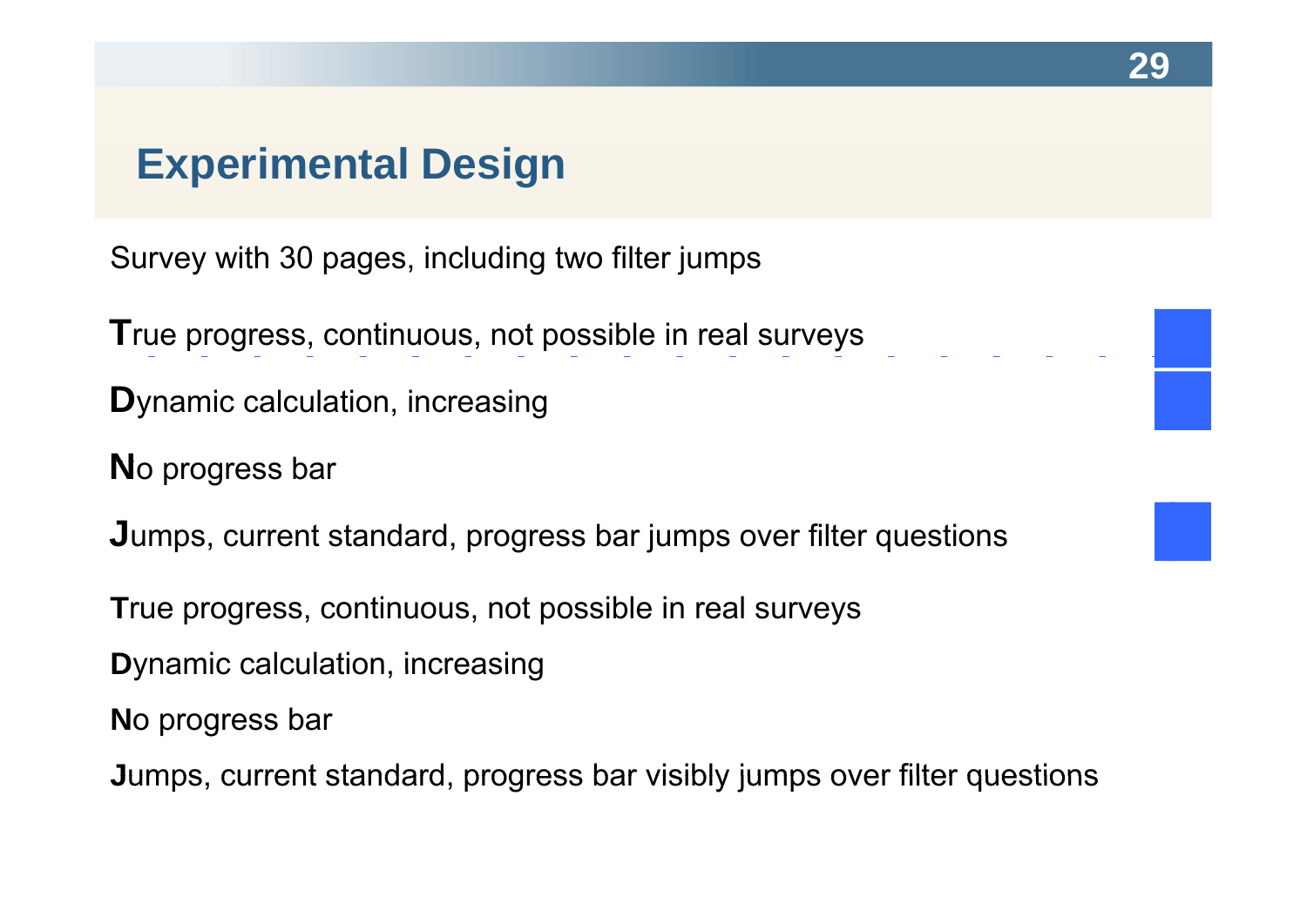## Experimental Design

Survey with 30 pages, including two filter jumps

**T**rue progress, continuous, not possible in real surveys

**D**ynamic calculation, increasing

**N**o progress bar

**J**umps, current standard, progress bar jumps over filter questions

**T**rue progress, continuous, not possible in real surveys

**D**ynamic calculation, increasing

**N**o progress bar

**J**umps, current standard, progress bar visibly jumps over filter questions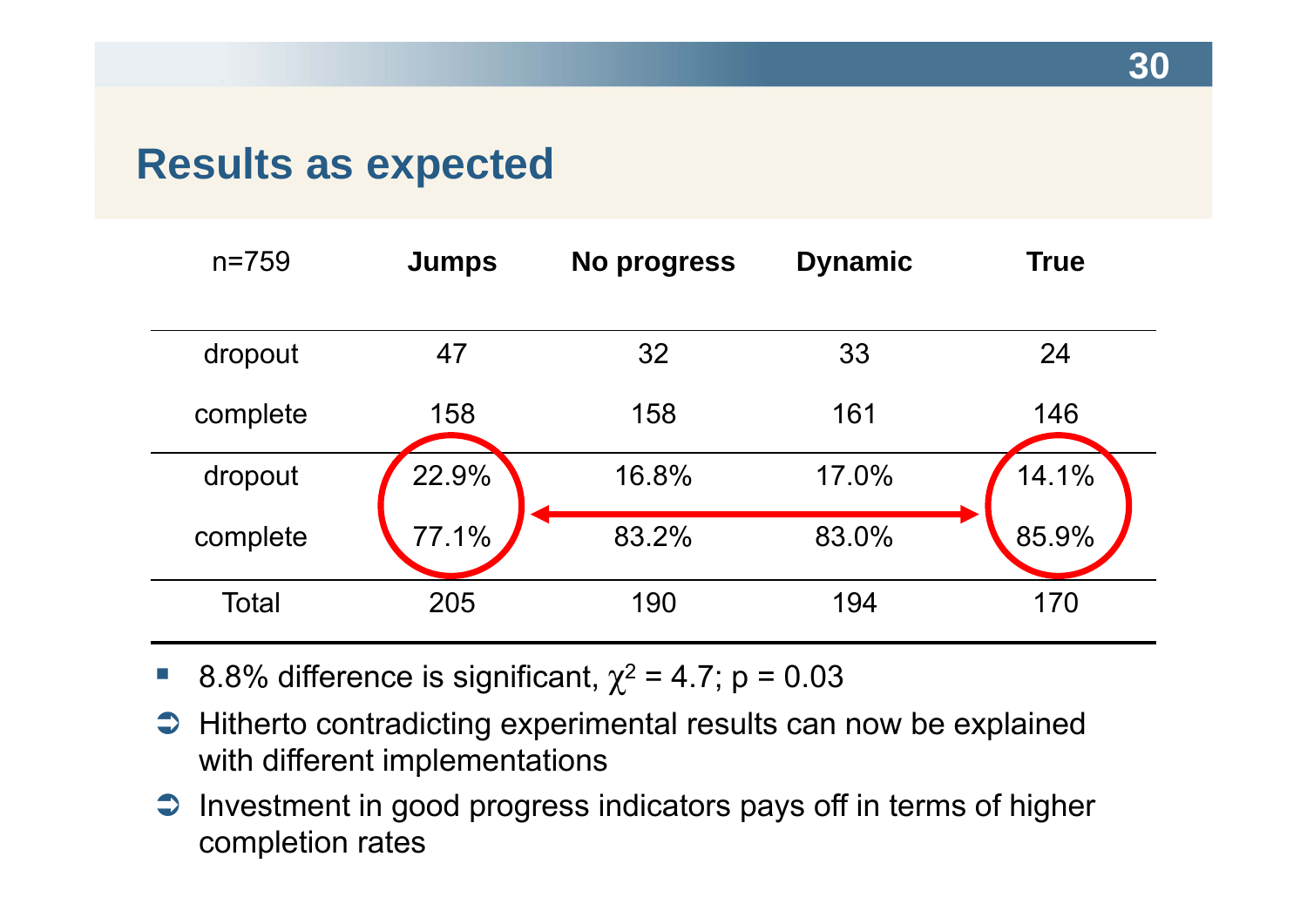# Results as expected

| n=759 | **Jumps** | **No progress** | **Dynamic** | **True** |
|---|---|---|---|---|
| dropout | 47 | 32 | 33 | 24 |
| complete | 158 | 158 | 161 | 146 |
| dropout | 22.9% | 16.8% | 17.0% | 14.1% |
| complete | 77.1% | 83.2% | 83.0% | 85.9% |
| Total | 205 | 190 | 194 | 170 |

- 8.8% difference is significant, $\chi^2 = 4.7$; $p = 0.03$
- ➲ Hitherto contradicting experimental results can now be explained with different implementations
- ➲ Investment in good progress indicators pays off in terms of higher completion rates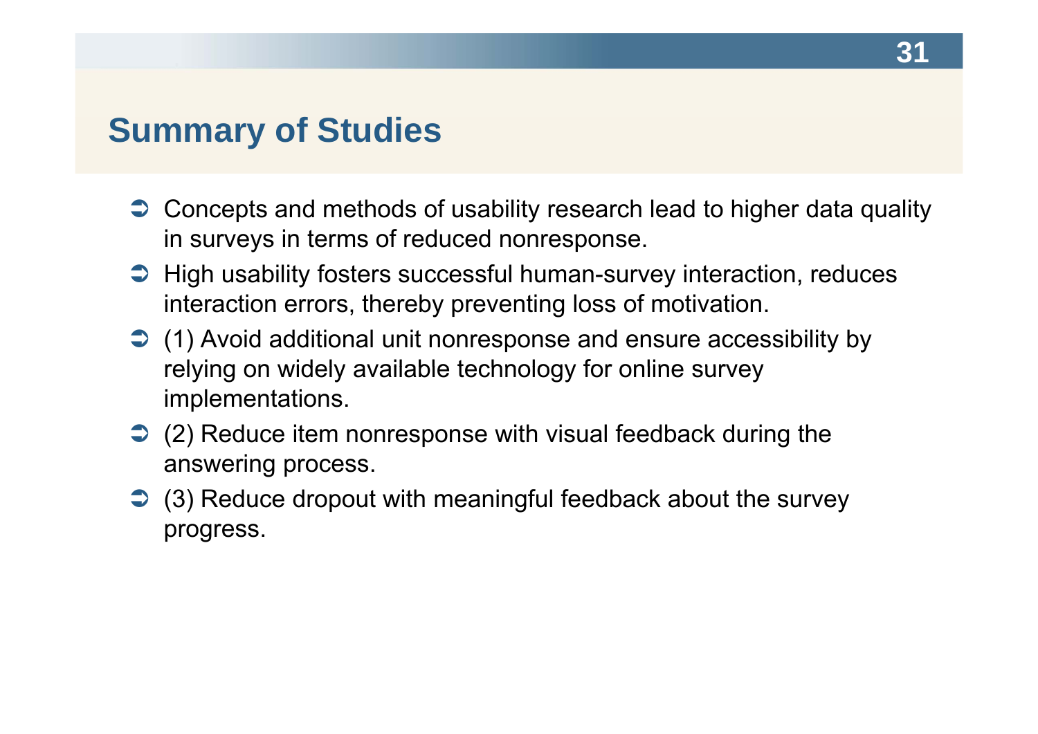## Summary of Studies

- Concepts and methods of usability research lead to higher data quality in surveys in terms of reduced nonresponse.
- High usability fosters successful human-survey interaction, reduces interaction errors, thereby preventing loss of motivation.
- (1) Avoid additional unit nonresponse and ensure accessibility by relying on widely available technology for online survey implementations.
- (2) Reduce item nonresponse with visual feedback during the answering process.
- (3) Reduce dropout with meaningful feedback about the survey progress.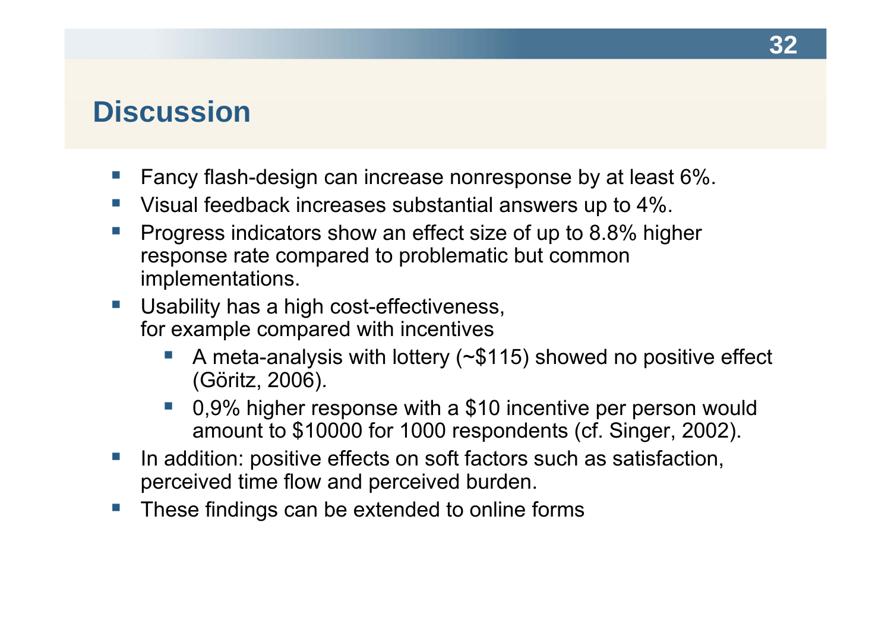# Discussion

- Fancy flash-design can increase nonresponse by at least 6%.
- Visual feedback increases substantial answers up to 4%.
- Progress indicators show an effect size of up to 8.8% higher response rate compared to problematic but common implementations.
- Usability has a high cost-effectiveness, for example compared with incentives
  - A meta-analysis with lottery (~$115) showed no positive effect (Göritz, 2006).
  - 0,9% higher response with a $10 incentive per person would amount to $10000 for 1000 respondents (cf. Singer, 2002).
- In addition: positive effects on soft factors such as satisfaction, perceived time flow and perceived burden.
- These findings can be extended to online forms